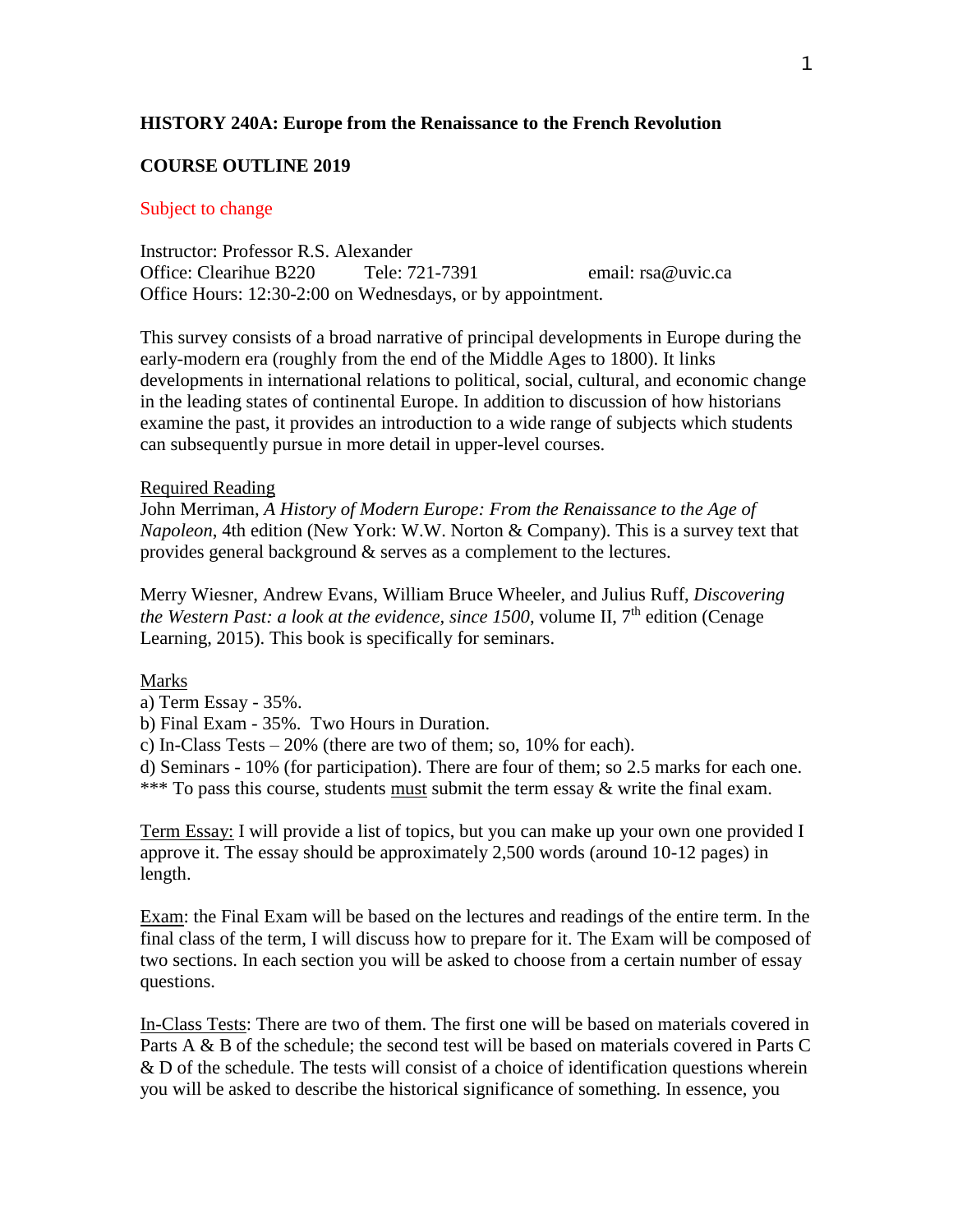**HISTORY 240A: Europe from the Renaissance to the French Revolution**

**COURSE OUTLINE 2019**

Subject to change

Instructor: Professor R.S. Alexander
Office: Clearihue B220 Tele: 721-7391 email: rsa@uvic.ca
Office Hours: 12:30-2:00 on Wednesdays, or by appointment.

This survey consists of a broad narrative of principal developments in Europe during the early-modern era (roughly from the end of the Middle Ages to 1800). It links developments in international relations to political, social, cultural, and economic change in the leading states of continental Europe. In addition to discussion of how historians examine the past, it provides an introduction to a wide range of subjects which students can subsequently pursue in more detail in upper-level courses.

Required Reading
John Merriman, *A History of Modern Europe: From the Renaissance to the Age of Napoleon*, 4th edition (New York: W.W. Norton & Company). This is a survey text that provides general background & serves as a complement to the lectures.

Merry Wiesner, Andrew Evans, William Bruce Wheeler, and Julius Ruff, *Discovering the Western Past: a look at the evidence, since 1500*, volume II, 7th edition (Cenage Learning, 2015). This book is specifically for seminars.

Marks
a) Term Essay - 35%.
b) Final Exam - 35%. Two Hours in Duration.
c) In-Class Tests – 20% (there are two of them; so, 10% for each).
d) Seminars - 10% (for participation). There are four of them; so 2.5 marks for each one.
*** To pass this course, students must submit the term essay & write the final exam.

Term Essay: I will provide a list of topics, but you can make up your own one provided I approve it. The essay should be approximately 2,500 words (around 10-12 pages) in length.

Exam: the Final Exam will be based on the lectures and readings of the entire term. In the final class of the term, I will discuss how to prepare for it. The Exam will be composed of two sections. In each section you will be asked to choose from a certain number of essay questions.

In-Class Tests: There are two of them. The first one will be based on materials covered in Parts A & B of the schedule; the second test will be based on materials covered in Parts C & D of the schedule. The tests will consist of a choice of identification questions wherein you will be asked to describe the historical significance of something. In essence, you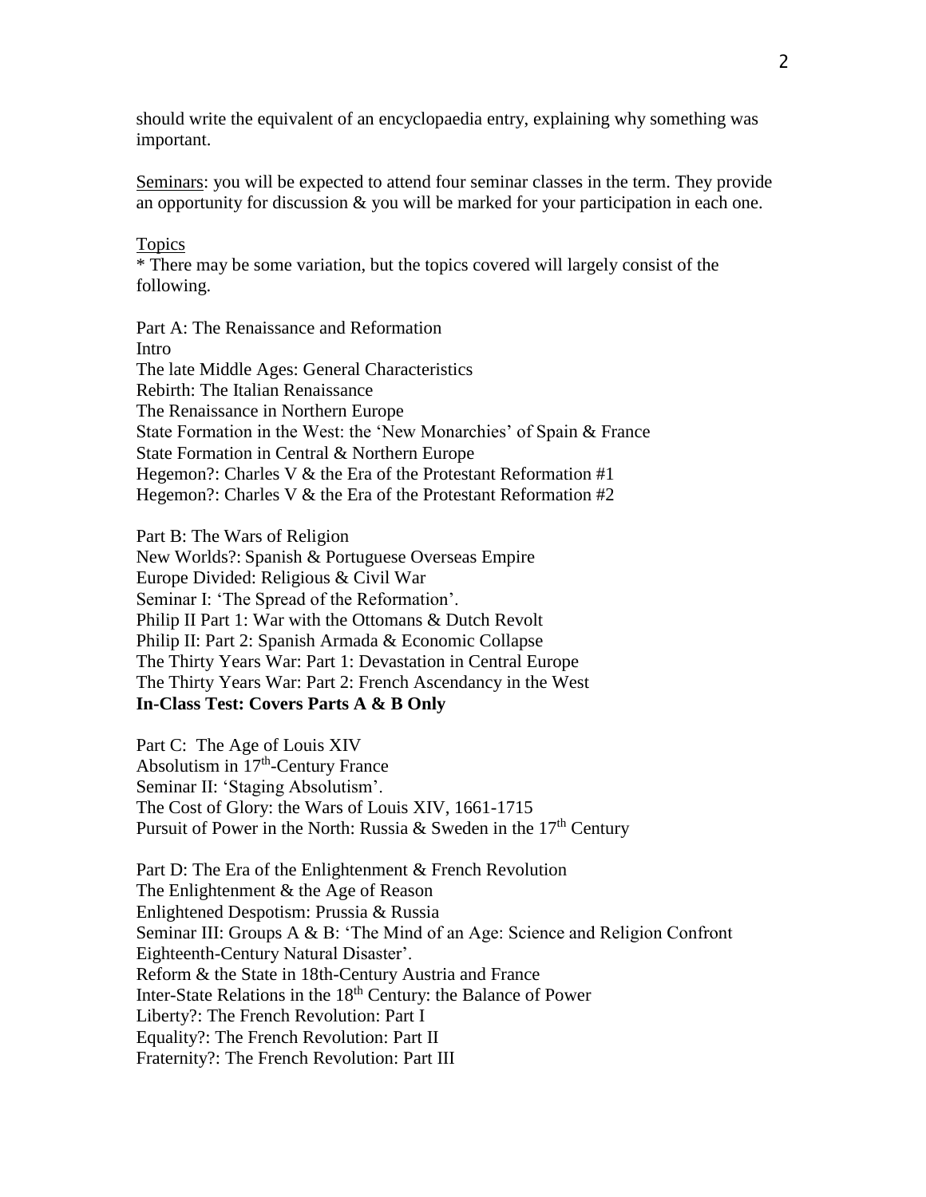should write the equivalent of an encyclopaedia entry, explaining why something was important.

Seminars: you will be expected to attend four seminar classes in the term. They provide an opportunity for discussion & you will be marked for your participation in each one.

Topics

* There may be some variation, but the topics covered will largely consist of the following.

Part A: The Renaissance and Reformation
Intro
The late Middle Ages: General Characteristics
Rebirth: The Italian Renaissance
The Renaissance in Northern Europe
State Formation in the West: the 'New Monarchies' of Spain & France
State Formation in Central & Northern Europe
Hegemon?: Charles V & the Era of the Protestant Reformation #1
Hegemon?: Charles V & the Era of the Protestant Reformation #2

Part B: The Wars of Religion
New Worlds?: Spanish & Portuguese Overseas Empire
Europe Divided: Religious & Civil War
Seminar I: 'The Spread of the Reformation'.
Philip II Part 1: War with the Ottomans & Dutch Revolt
Philip II: Part 2: Spanish Armada & Economic Collapse
The Thirty Years War: Part 1: Devastation in Central Europe
The Thirty Years War: Part 2: French Ascendancy in the West
**In-Class Test: Covers Parts A & B Only**

Part C: The Age of Louis XIV
Absolutism in 17th-Century France
Seminar II: 'Staging Absolutism'.
The Cost of Glory: the Wars of Louis XIV, 1661-1715
Pursuit of Power in the North: Russia & Sweden in the 17th Century

Part D: The Era of the Enlightenment & French Revolution
The Enlightenment & the Age of Reason
Enlightened Despotism: Prussia & Russia
Seminar III: Groups A & B: 'The Mind of an Age: Science and Religion Confront Eighteenth-Century Natural Disaster'.
Reform & the State in 18th-Century Austria and France
Inter-State Relations in the 18th Century: the Balance of Power
Liberty?: The French Revolution: Part I
Equality?: The French Revolution: Part II
Fraternity?: The French Revolution: Part III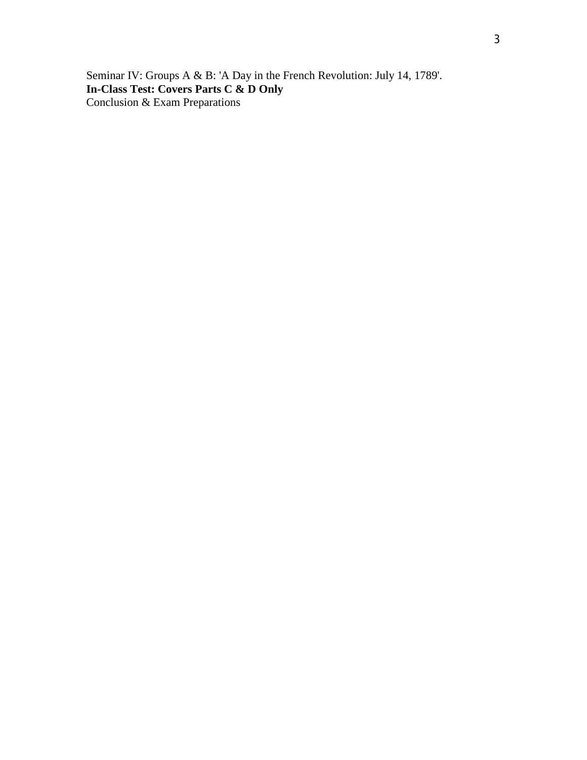Seminar IV: Groups A & B: 'A Day in the French Revolution: July 14, 1789'.
**In-Class Test: Covers Parts C & D Only**
Conclusion & Exam Preparations